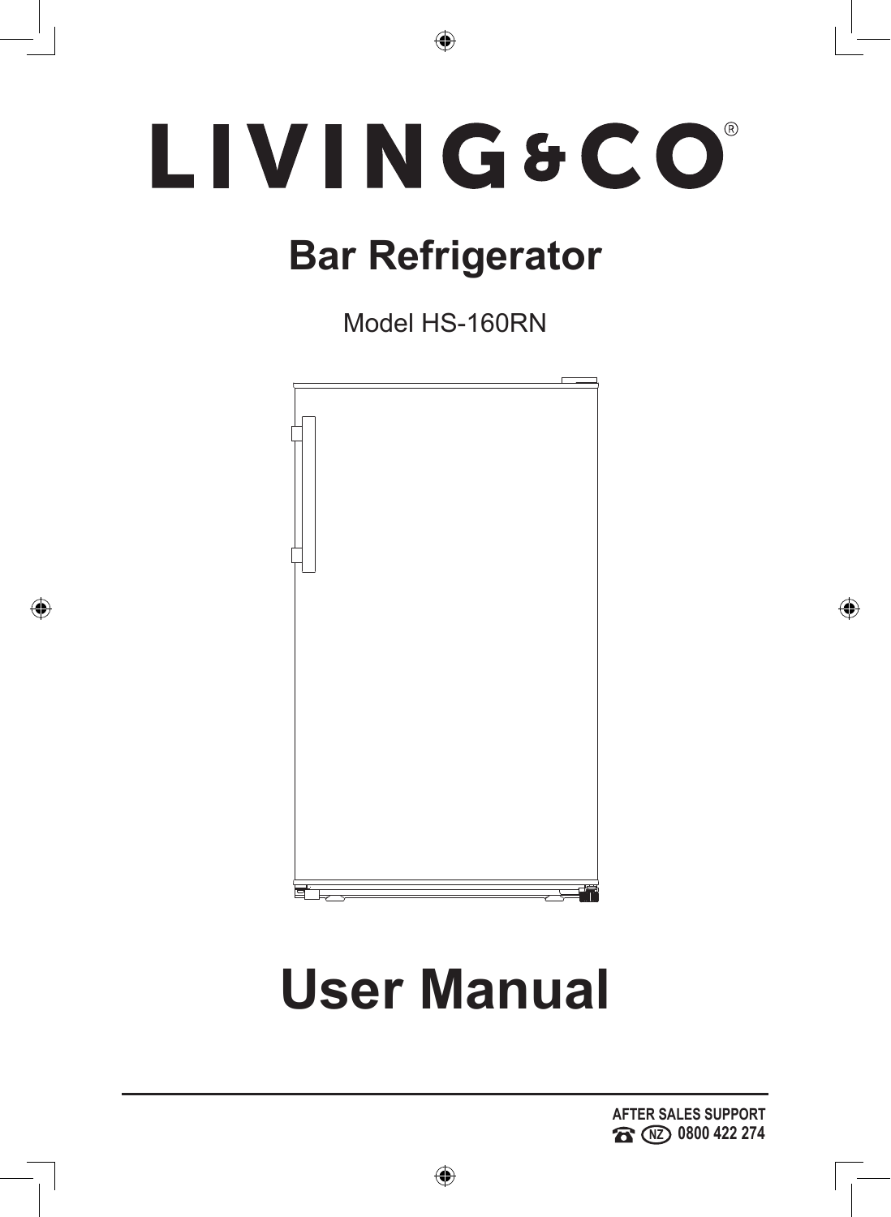# LIVING&CO®

## Bar Refrigerator

Model HS-160RN

# User Manual

**AFTER SALES SUPPORT**
**NZ 0800 422 274**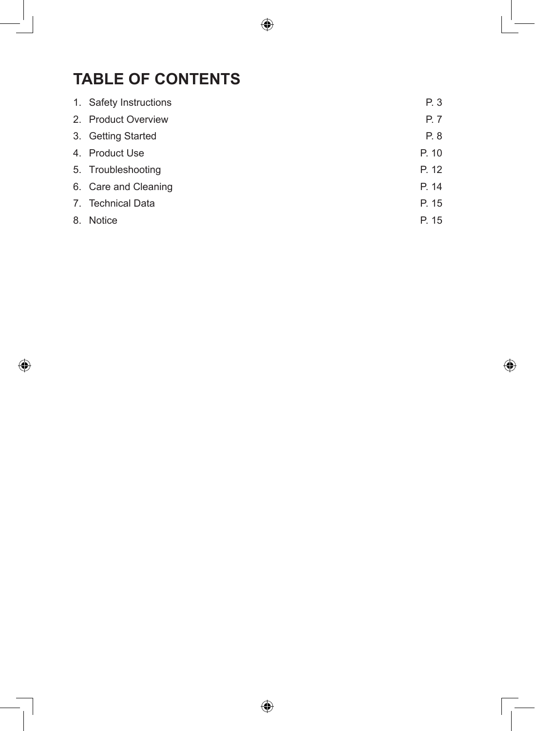# TABLE OF CONTENTS

| | |
|---|---|
| 1. Safety Instructions | P. 3 |
| 2. Product Overview | P. 7 |
| 3. Getting Started | P. 8 |
| 4. Product Use | P. 10 |
| 5. Troubleshooting | P. 12 |
| 6. Care and Cleaning | P. 14 |
| 7. Technical Data | P. 15 |
| 8. Notice | P. 15 |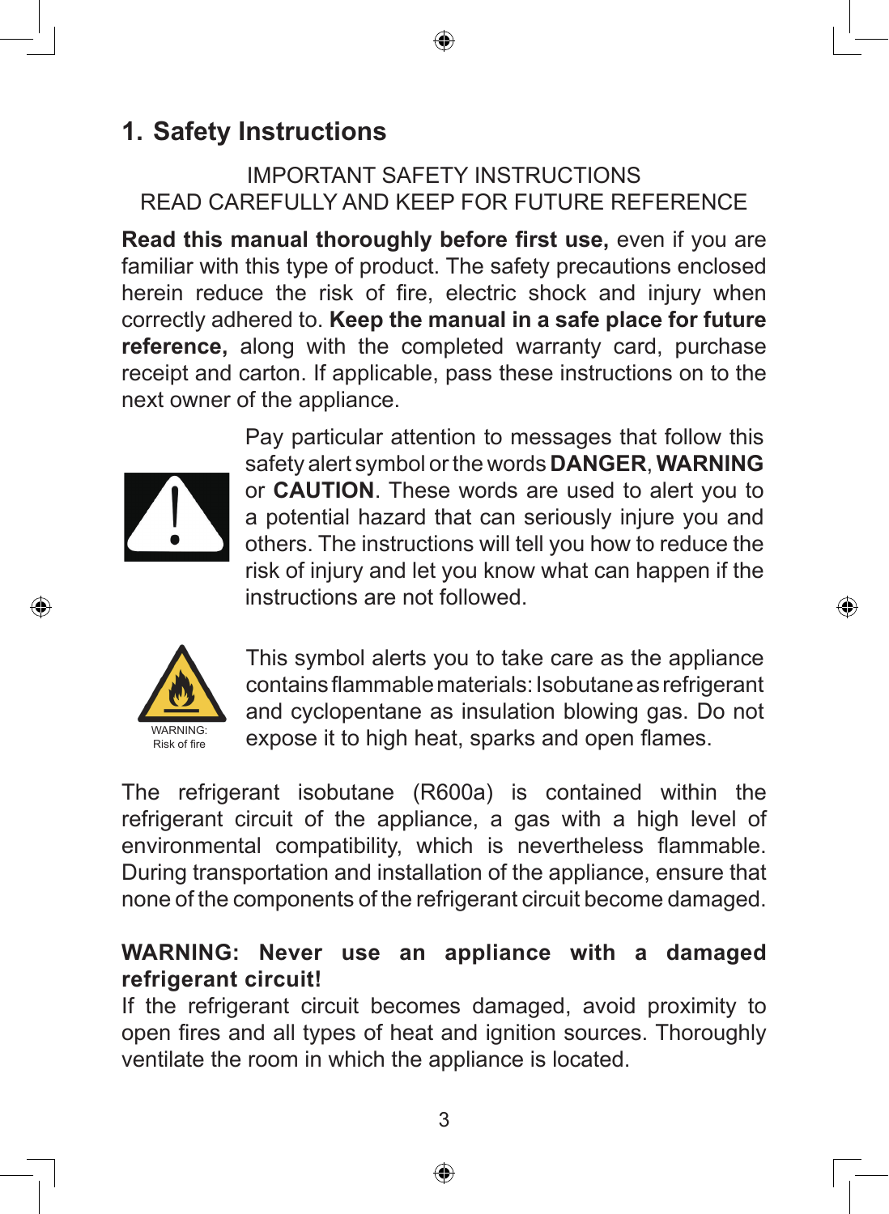# 1. Safety Instructions

IMPORTANT SAFETY INSTRUCTIONS
READ CAREFULLY AND KEEP FOR FUTURE REFERENCE

**Read this manual thoroughly before first use,** even if you are familiar with this type of product. The safety precautions enclosed herein reduce the risk of fire, electric shock and injury when correctly adhered to. **Keep the manual in a safe place for future reference,** along with the completed warranty card, purchase receipt and carton. If applicable, pass these instructions on to the next owner of the appliance.

Pay particular attention to messages that follow this safety alert symbol or the words **DANGER**, **WARNING** or **CAUTION**. These words are used to alert you to a potential hazard that can seriously injure you and others. The instructions will tell you how to reduce the risk of injury and let you know what can happen if the instructions are not followed.

WARNING: Risk of fire

This symbol alerts you to take care as the appliance contains flammable materials: Isobutane as refrigerant and cyclopentane as insulation blowing gas. Do not expose it to high heat, sparks and open flames.

The refrigerant isobutane (R600a) is contained within the refrigerant circuit of the appliance, a gas with a high level of environmental compatibility, which is nevertheless flammable. During transportation and installation of the appliance, ensure that none of the components of the refrigerant circuit become damaged.

**WARNING: Never use an appliance with a damaged refrigerant circuit!**
If the refrigerant circuit becomes damaged, avoid proximity to open fires and all types of heat and ignition sources. Thoroughly ventilate the room in which the appliance is located.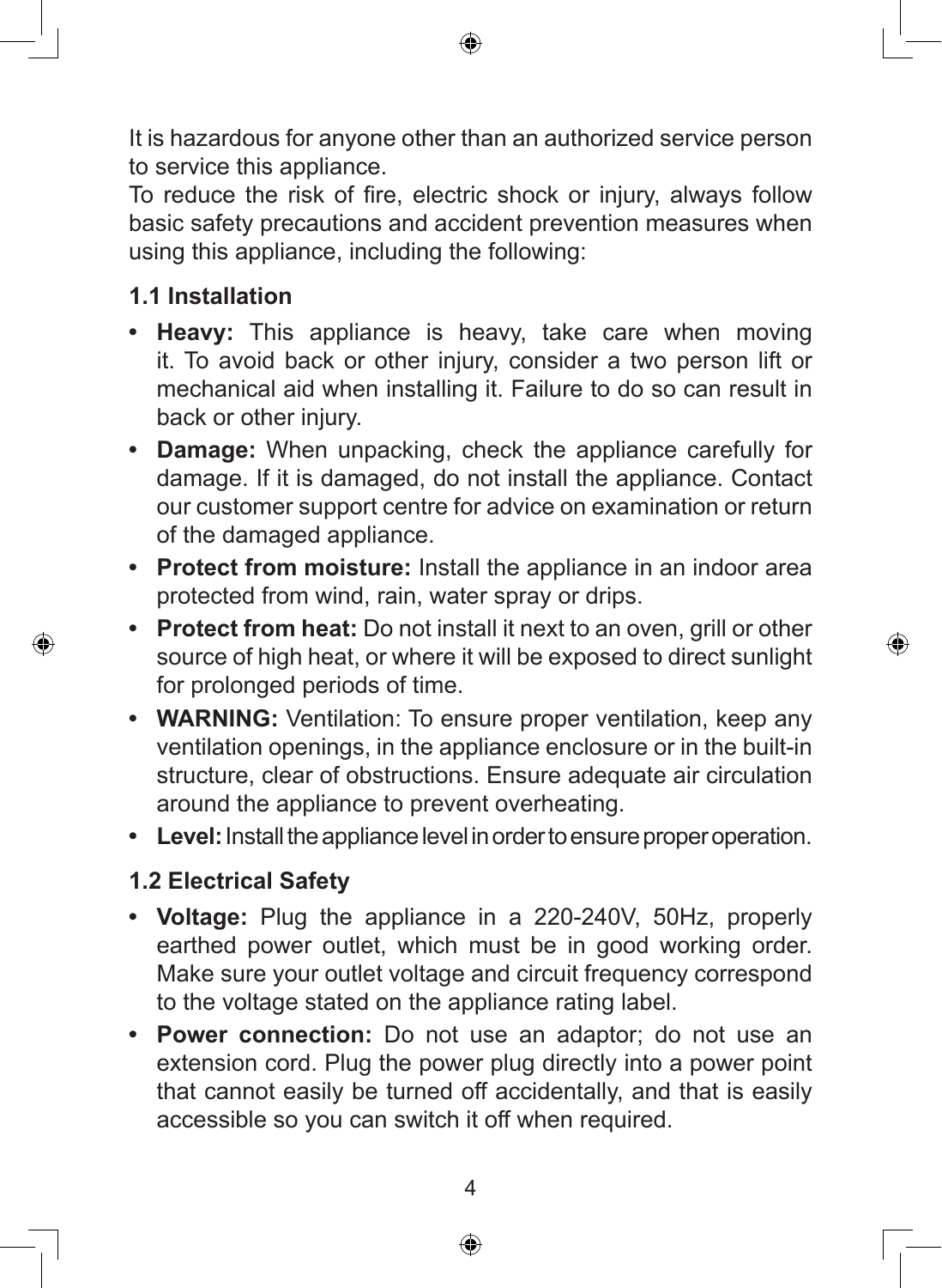It is hazardous for anyone other than an authorized service person to service this appliance.

To reduce the risk of fire, electric shock or injury, always follow basic safety precautions and accident prevention measures when using this appliance, including the following:

### 1.1 Installation

- **Heavy:** This appliance is heavy, take care when moving it. To avoid back or other injury, consider a two person lift or mechanical aid when installing it. Failure to do so can result in back or other injury.
- **Damage:** When unpacking, check the appliance carefully for damage. If it is damaged, do not install the appliance. Contact our customer support centre for advice on examination or return of the damaged appliance.
- **Protect from moisture:** Install the appliance in an indoor area protected from wind, rain, water spray or drips.
- **Protect from heat:** Do not install it next to an oven, grill or other source of high heat, or where it will be exposed to direct sunlight for prolonged periods of time.
- **WARNING:** Ventilation: To ensure proper ventilation, keep any ventilation openings, in the appliance enclosure or in the built-in structure, clear of obstructions. Ensure adequate air circulation around the appliance to prevent overheating.
- **Level:** Install the appliance level in order to ensure proper operation.

### 1.2 Electrical Safety

- **Voltage:** Plug the appliance in a 220-240V, 50Hz, properly earthed power outlet, which must be in good working order. Make sure your outlet voltage and circuit frequency correspond to the voltage stated on the appliance rating label.
- **Power connection:** Do not use an adaptor; do not use an extension cord. Plug the power plug directly into a power point that cannot easily be turned off accidentally, and that is easily accessible so you can switch it off when required.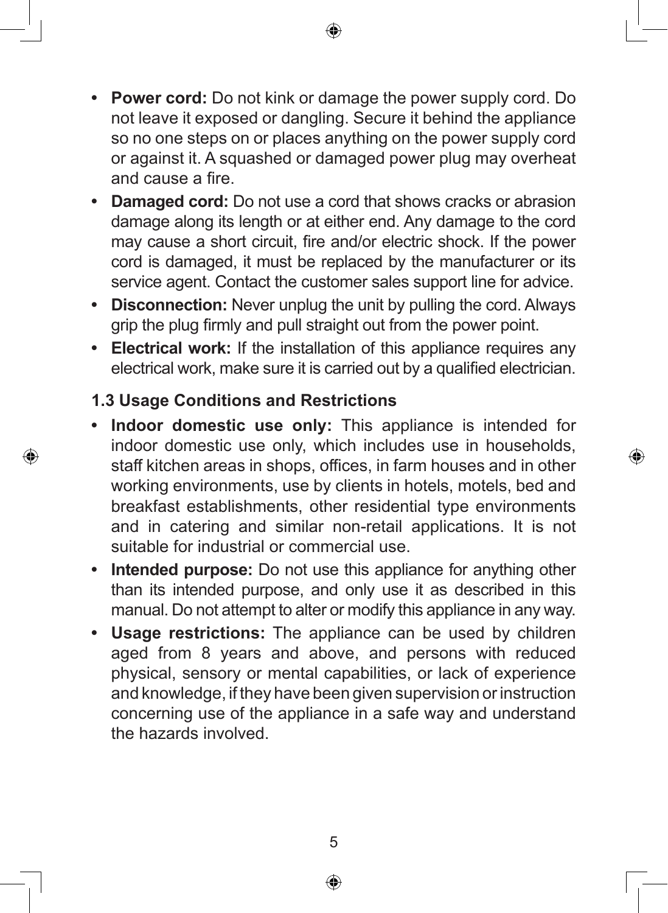- **Power cord:** Do not kink or damage the power supply cord. Do not leave it exposed or dangling. Secure it behind the appliance so no one steps on or places anything on the power supply cord or against it. A squashed or damaged power plug may overheat and cause a fire.
- **Damaged cord:** Do not use a cord that shows cracks or abrasion damage along its length or at either end. Any damage to the cord may cause a short circuit, fire and/or electric shock. If the power cord is damaged, it must be replaced by the manufacturer or its service agent. Contact the customer sales support line for advice.
- **Disconnection:** Never unplug the unit by pulling the cord. Always grip the plug firmly and pull straight out from the power point.
- **Electrical work:** If the installation of this appliance requires any electrical work, make sure it is carried out by a qualified electrician.

### 1.3 Usage Conditions and Restrictions

- **Indoor domestic use only:** This appliance is intended for indoor domestic use only, which includes use in households, staff kitchen areas in shops, offices, in farm houses and in other working environments, use by clients in hotels, motels, bed and breakfast establishments, other residential type environments and in catering and similar non-retail applications. It is not suitable for industrial or commercial use.
- **Intended purpose:** Do not use this appliance for anything other than its intended purpose, and only use it as described in this manual. Do not attempt to alter or modify this appliance in any way.
- **Usage restrictions:** The appliance can be used by children aged from 8 years and above, and persons with reduced physical, sensory or mental capabilities, or lack of experience and knowledge, if they have been given supervision or instruction concerning use of the appliance in a safe way and understand the hazards involved.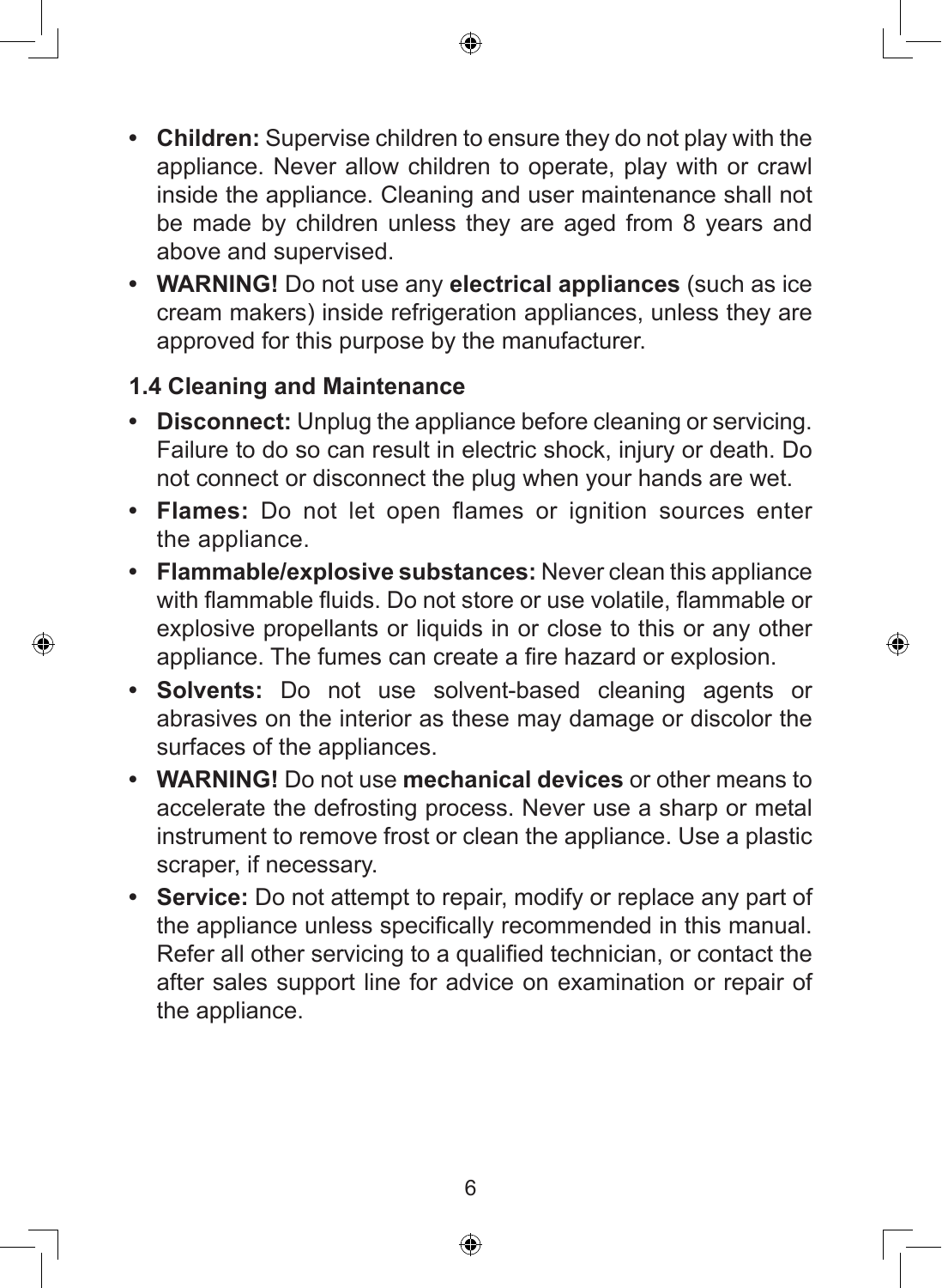- **Children:** Supervise children to ensure they do not play with the appliance. Never allow children to operate, play with or crawl inside the appliance. Cleaning and user maintenance shall not be made by children unless they are aged from 8 years and above and supervised.
- **WARNING!** Do not use any **electrical appliances** (such as ice cream makers) inside refrigeration appliances, unless they are approved for this purpose by the manufacturer.

### 1.4 Cleaning and Maintenance

- **Disconnect:** Unplug the appliance before cleaning or servicing. Failure to do so can result in electric shock, injury or death. Do not connect or disconnect the plug when your hands are wet.
- **Flames:** Do not let open flames or ignition sources enter the appliance.
- **Flammable/explosive substances:** Never clean this appliance with flammable fluids. Do not store or use volatile, flammable or explosive propellants or liquids in or close to this or any other appliance. The fumes can create a fire hazard or explosion.
- **Solvents:** Do not use solvent-based cleaning agents or abrasives on the interior as these may damage or discolor the surfaces of the appliances.
- **WARNING!** Do not use **mechanical devices** or other means to accelerate the defrosting process. Never use a sharp or metal instrument to remove frost or clean the appliance. Use a plastic scraper, if necessary.
- **Service:** Do not attempt to repair, modify or replace any part of the appliance unless specifically recommended in this manual. Refer all other servicing to a qualified technician, or contact the after sales support line for advice on examination or repair of the appliance.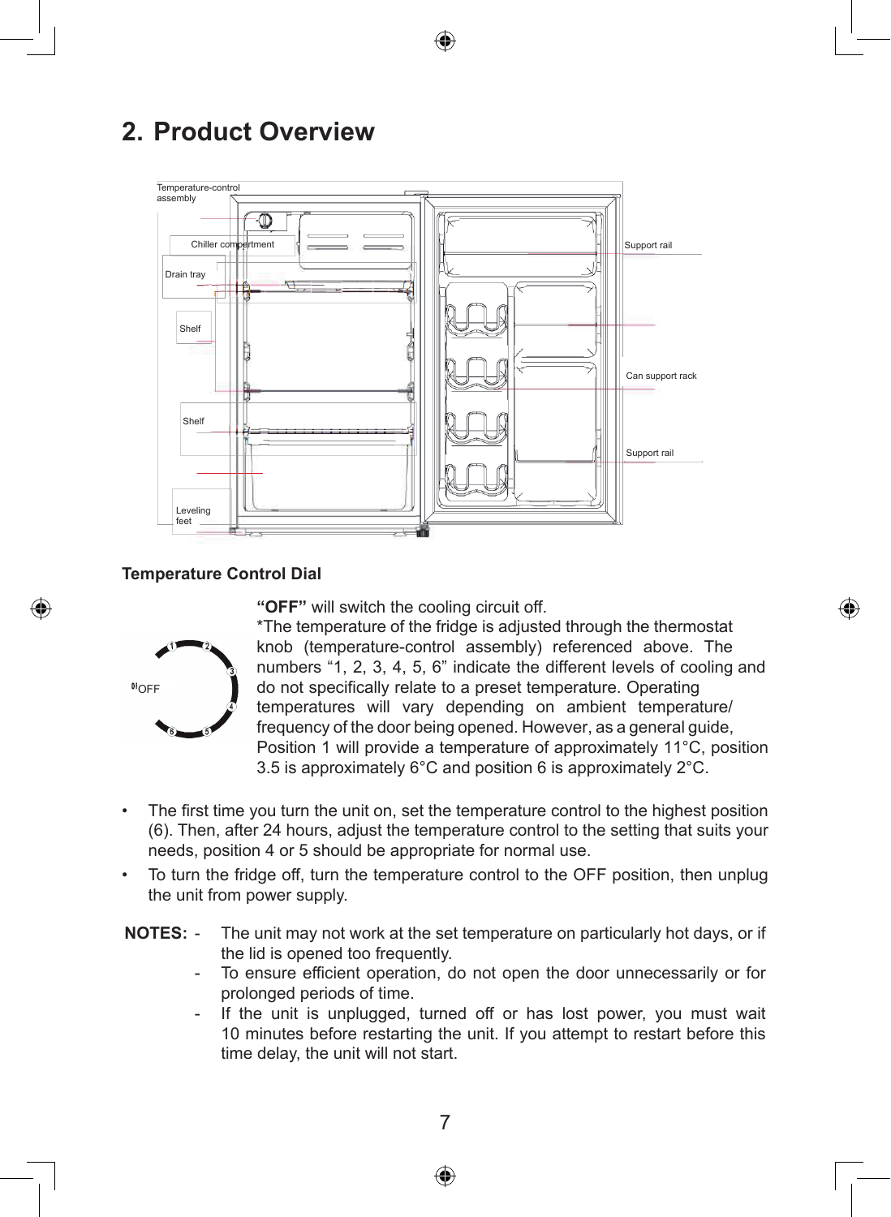# 2. Product Overview

Temperature-control assembly

Chiller compartment

Drain tray

Shelf

Shelf

Leveling feet

Support rail

Can support rack

Support rail

### Temperature Control Dial

0/OFF

**"OFF"** will switch the cooling circuit off.

*The temperature of the fridge is adjusted through the thermostat knob (temperature-control assembly) referenced above. The numbers "1, 2, 3, 4, 5, 6" indicate the different levels of cooling and do not specifically relate to a preset temperature. Operating temperatures will vary depending on ambient temperature/ frequency of the door being opened. However, as a general guide, Position 1 will provide a temperature of approximately 11°C, position 3.5 is approximately 6°C and position 6 is approximately 2°C.

- The first time you turn the unit on, set the temperature control to the highest position (6). Then, after 24 hours, adjust the temperature control to the setting that suits your needs, position 4 or 5 should be appropriate for normal use.
- To turn the fridge off, turn the temperature control to the OFF position, then unplug the unit from power supply.

**NOTES:**

- The unit may not work at the set temperature on particularly hot days, or if the lid is opened too frequently.
- To ensure efficient operation, do not open the door unnecessarily or for prolonged periods of time.
- If the unit is unplugged, turned off or has lost power, you must wait 10 minutes before restarting the unit. If you attempt to restart before this time delay, the unit will not start.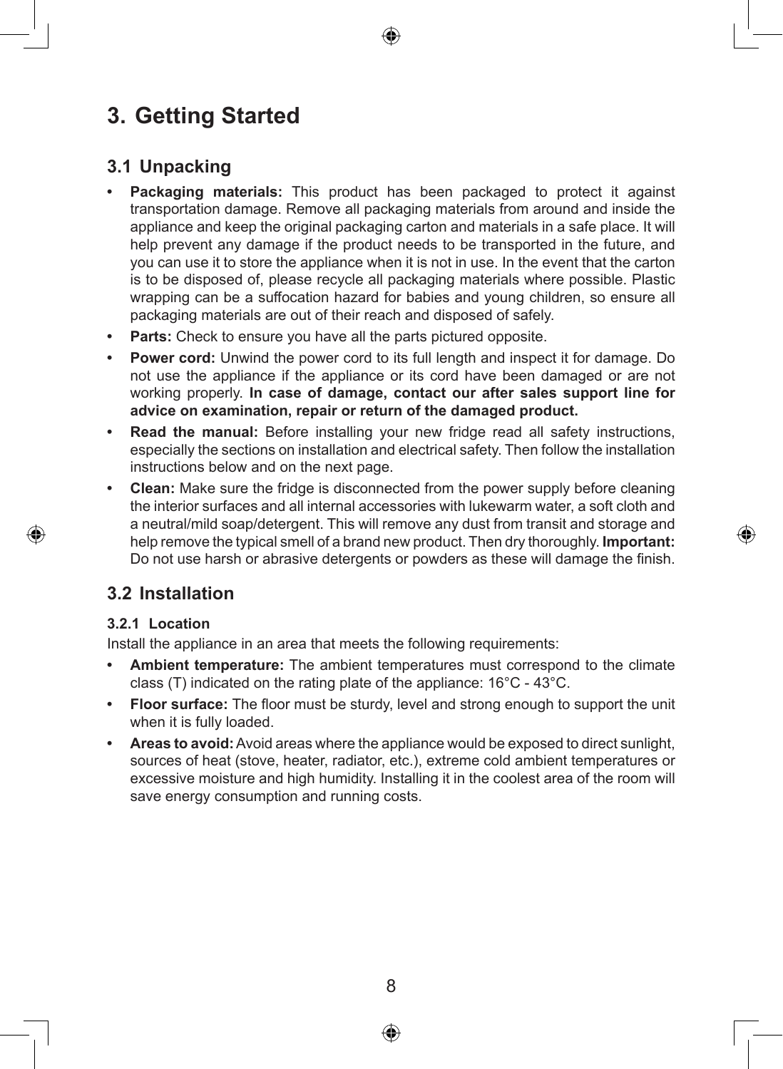# 3. Getting Started

## 3.1 Unpacking

- **Packaging materials:** This product has been packaged to protect it against transportation damage. Remove all packaging materials from around and inside the appliance and keep the original packaging carton and materials in a safe place. It will help prevent any damage if the product needs to be transported in the future, and you can use it to store the appliance when it is not in use. In the event that the carton is to be disposed of, please recycle all packaging materials where possible. Plastic wrapping can be a suffocation hazard for babies and young children, so ensure all packaging materials are out of their reach and disposed of safely.
- **Parts:** Check to ensure you have all the parts pictured opposite.
- **Power cord:** Unwind the power cord to its full length and inspect it for damage. Do not use the appliance if the appliance or its cord have been damaged or are not working properly. **In case of damage, contact our after sales support line for advice on examination, repair or return of the damaged product.**
- **Read the manual:** Before installing your new fridge read all safety instructions, especially the sections on installation and electrical safety. Then follow the installation instructions below and on the next page.
- **Clean:** Make sure the fridge is disconnected from the power supply before cleaning the interior surfaces and all internal accessories with lukewarm water, a soft cloth and a neutral/mild soap/detergent. This will remove any dust from transit and storage and help remove the typical smell of a brand new product. Then dry thoroughly. **Important:** Do not use harsh or abrasive detergents or powders as these will damage the finish.

## 3.2 Installation

### 3.2.1 Location

Install the appliance in an area that meets the following requirements:

- **Ambient temperature:** The ambient temperatures must correspond to the climate class (T) indicated on the rating plate of the appliance: 16°C - 43°C.
- **Floor surface:** The floor must be sturdy, level and strong enough to support the unit when it is fully loaded.
- **Areas to avoid:** Avoid areas where the appliance would be exposed to direct sunlight, sources of heat (stove, heater, radiator, etc.), extreme cold ambient temperatures or excessive moisture and high humidity. Installing it in the coolest area of the room will save energy consumption and running costs.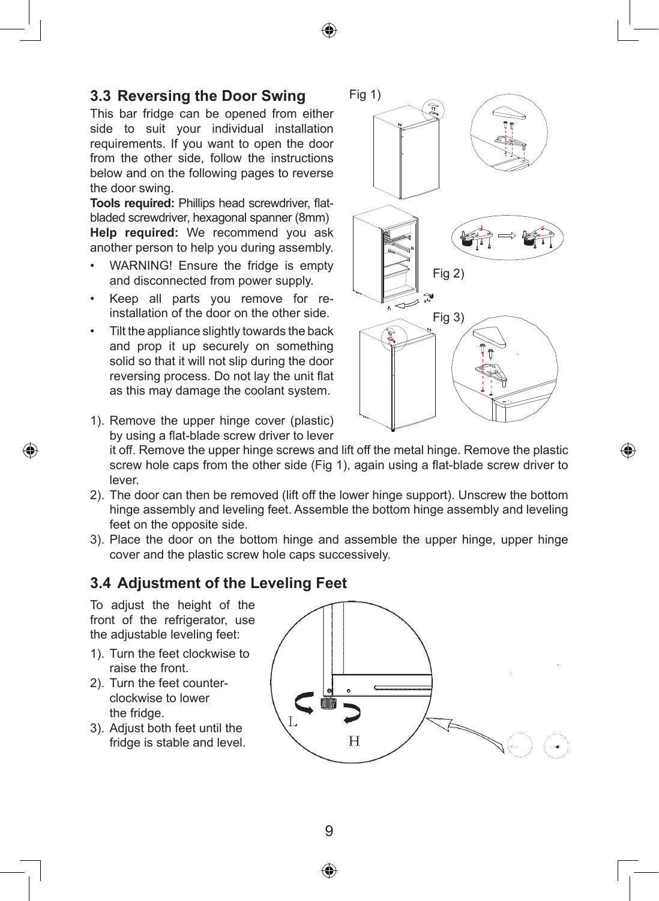## 3.3 Reversing the Door Swing

This bar fridge can be opened from either side to suit your individual installation requirements. If you want to open the door from the other side, follow the instructions below and on the following pages to reverse the door swing.

**Tools required:** Phillips head screwdriver, flat-bladed screwdriver, hexagonal spanner (8mm)

**Help required:** We recommend you ask another person to help you during assembly.

- WARNING! Ensure the fridge is empty and disconnected from power supply.
- Keep all parts you remove for re-installation of the door on the other side.
- Tilt the appliance slightly towards the back and prop it up securely on something solid so that it will not slip during the door reversing process. Do not lay the unit flat as this may damage the coolant system.

Fig 1)

Fig 2)

Fig 3)

1). Remove the upper hinge cover (plastic) by using a flat-blade screw driver to lever it off. Remove the upper hinge screws and lift off the metal hinge. Remove the plastic screw hole caps from the other side (Fig 1), again using a flat-blade screw driver to lever.

2). The door can then be removed (lift off the lower hinge support). Unscrew the bottom hinge assembly and leveling feet. Assemble the bottom hinge assembly and leveling feet on the opposite side.

3). Place the door on the bottom hinge and assemble the upper hinge, upper hinge cover and the plastic screw hole caps successively.

## 3.4 Adjustment of the Leveling Feet

To adjust the height of the front of the refrigerator, use the adjustable leveling feet:

1). Turn the feet clockwise to raise the front.

2). Turn the feet counter-clockwise to lower the fridge.

3). Adjust both feet until the fridge is stable and level.

L

H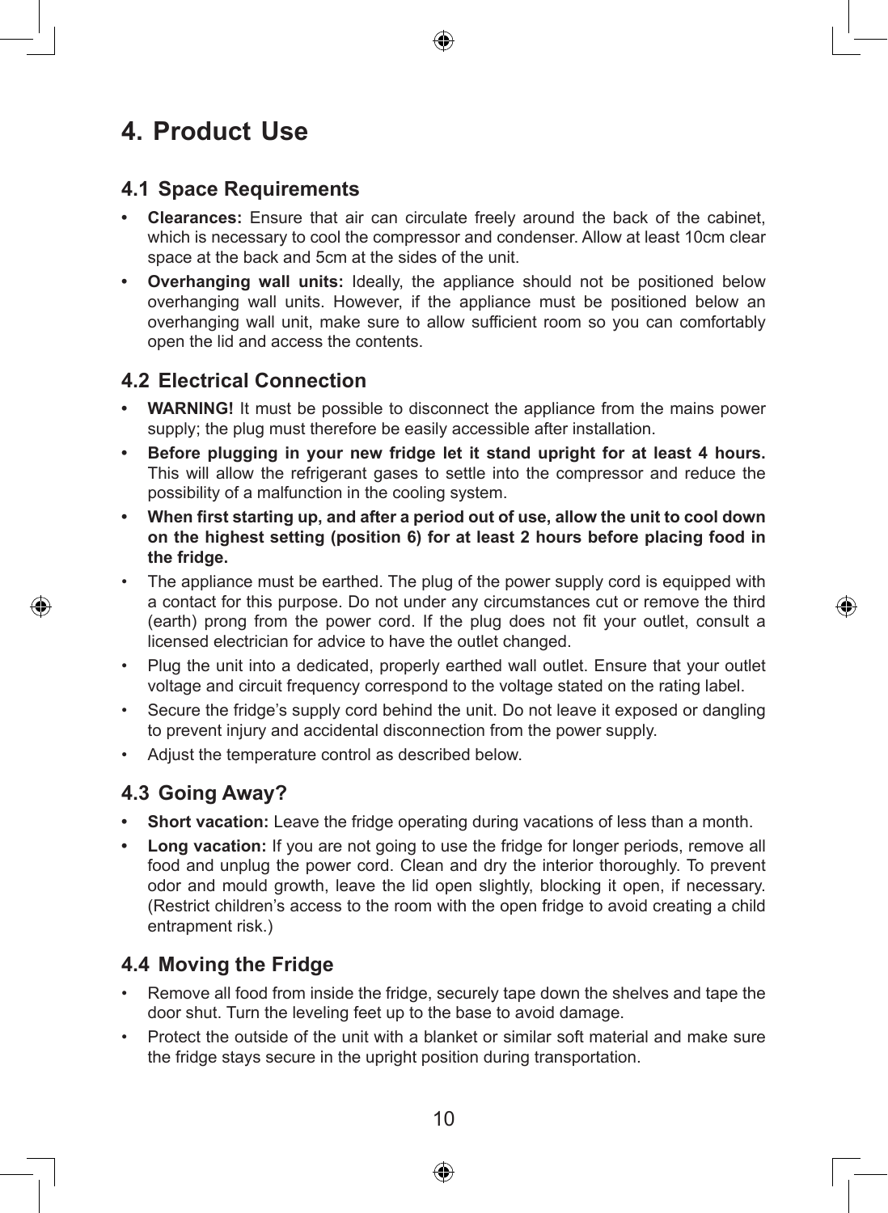# 4. Product Use

## 4.1 Space Requirements

- **Clearances:** Ensure that air can circulate freely around the back of the cabinet, which is necessary to cool the compressor and condenser. Allow at least 10cm clear space at the back and 5cm at the sides of the unit.
- **Overhanging wall units:** Ideally, the appliance should not be positioned below overhanging wall units. However, if the appliance must be positioned below an overhanging wall unit, make sure to allow sufficient room so you can comfortably open the lid and access the contents.

## 4.2 Electrical Connection

- **WARNING!** It must be possible to disconnect the appliance from the mains power supply; the plug must therefore be easily accessible after installation.
- **Before plugging in your new fridge let it stand upright for at least 4 hours.** This will allow the refrigerant gases to settle into the compressor and reduce the possibility of a malfunction in the cooling system.
- **When first starting up, and after a period out of use, allow the unit to cool down on the highest setting (position 6) for at least 2 hours before placing food in the fridge.**
- The appliance must be earthed. The plug of the power supply cord is equipped with a contact for this purpose. Do not under any circumstances cut or remove the third (earth) prong from the power cord. If the plug does not fit your outlet, consult a licensed electrician for advice to have the outlet changed.
- Plug the unit into a dedicated, properly earthed wall outlet. Ensure that your outlet voltage and circuit frequency correspond to the voltage stated on the rating label.
- Secure the fridge's supply cord behind the unit. Do not leave it exposed or dangling to prevent injury and accidental disconnection from the power supply.
- Adjust the temperature control as described below.

## 4.3 Going Away?

- **Short vacation:** Leave the fridge operating during vacations of less than a month.
- **Long vacation:** If you are not going to use the fridge for longer periods, remove all food and unplug the power cord. Clean and dry the interior thoroughly. To prevent odor and mould growth, leave the lid open slightly, blocking it open, if necessary. (Restrict children's access to the room with the open fridge to avoid creating a child entrapment risk.)

## 4.4 Moving the Fridge

- Remove all food from inside the fridge, securely tape down the shelves and tape the door shut. Turn the leveling feet up to the base to avoid damage.
- Protect the outside of the unit with a blanket or similar soft material and make sure the fridge stays secure in the upright position during transportation.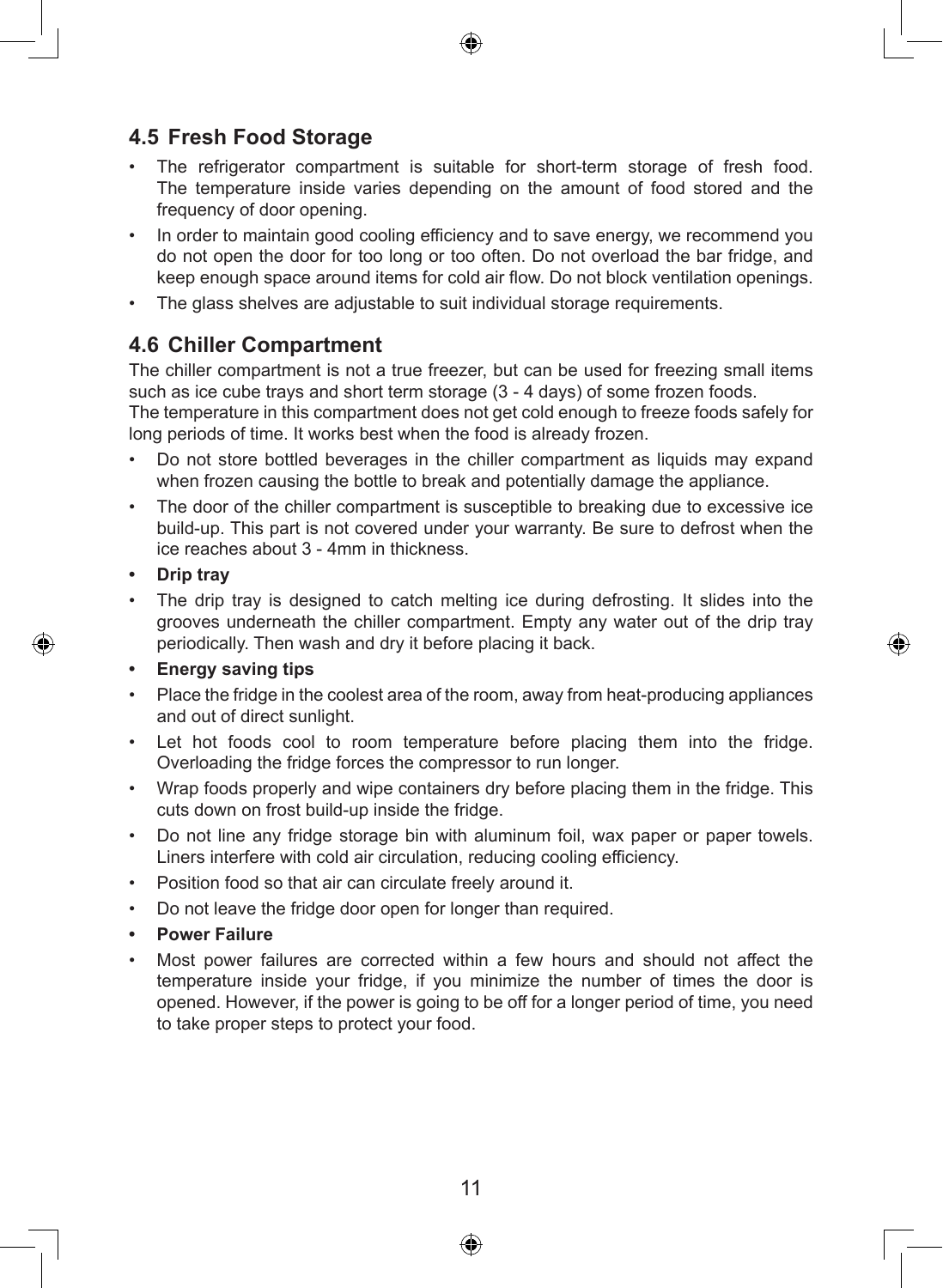## 4.5 Fresh Food Storage

- The refrigerator compartment is suitable for short-term storage of fresh food. The temperature inside varies depending on the amount of food stored and the frequency of door opening.
- In order to maintain good cooling efficiency and to save energy, we recommend you do not open the door for too long or too often. Do not overload the bar fridge, and keep enough space around items for cold air flow. Do not block ventilation openings.
- The glass shelves are adjustable to suit individual storage requirements.

## 4.6 Chiller Compartment

The chiller compartment is not a true freezer, but can be used for freezing small items such as ice cube trays and short term storage (3 - 4 days) of some frozen foods.
The temperature in this compartment does not get cold enough to freeze foods safely for long periods of time. It works best when the food is already frozen.

- Do not store bottled beverages in the chiller compartment as liquids may expand when frozen causing the bottle to break and potentially damage the appliance.
- The door of the chiller compartment is susceptible to breaking due to excessive ice build-up. This part is not covered under your warranty. Be sure to defrost when the ice reaches about 3 - 4mm in thickness.
- **Drip tray**
- The drip tray is designed to catch melting ice during defrosting. It slides into the grooves underneath the chiller compartment. Empty any water out of the drip tray periodically. Then wash and dry it before placing it back.
- **Energy saving tips**
- Place the fridge in the coolest area of the room, away from heat-producing appliances and out of direct sunlight.
- Let hot foods cool to room temperature before placing them into the fridge. Overloading the fridge forces the compressor to run longer.
- Wrap foods properly and wipe containers dry before placing them in the fridge. This cuts down on frost build-up inside the fridge.
- Do not line any fridge storage bin with aluminum foil, wax paper or paper towels. Liners interfere with cold air circulation, reducing cooling efficiency.
- Position food so that air can circulate freely around it.
- Do not leave the fridge door open for longer than required.
- **Power Failure**
- Most power failures are corrected within a few hours and should not affect the temperature inside your fridge, if you minimize the number of times the door is opened. However, if the power is going to be off for a longer period of time, you need to take proper steps to protect your food.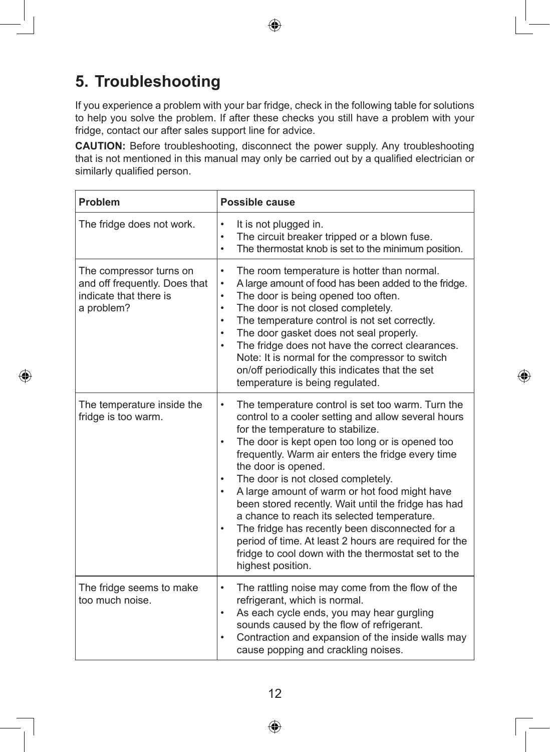# 5. Troubleshooting

If you experience a problem with your bar fridge, check in the following table for solutions to help you solve the problem. If after these checks you still have a problem with your fridge, contact our after sales support line for advice.

**CAUTION:** Before troubleshooting, disconnect the power supply. Any troubleshooting that is not mentioned in this manual may only be carried out by a qualified electrician or similarly qualified person.

| Problem | Possible cause |
|---|---|
| The fridge does not work. | • It is not plugged in.<br>• The circuit breaker tripped or a blown fuse.<br>• The thermostat knob is set to the minimum position. |
| The compressor turns on and off frequently. Does that indicate that there is a problem? | • The room temperature is hotter than normal.<br>• A large amount of food has been added to the fridge.<br>• The door is being opened too often.<br>• The door is not closed completely.<br>• The temperature control is not set correctly.<br>• The door gasket does not seal properly.<br>• The fridge does not have the correct clearances. Note: It is normal for the compressor to switch on/off periodically this indicates that the set temperature is being regulated. |
| The temperature inside the fridge is too warm. | • The temperature control is set too warm. Turn the control to a cooler setting and allow several hours for the temperature to stabilize.<br>• The door is kept open too long or is opened too frequently. Warm air enters the fridge every time the door is opened.<br>• The door is not closed completely.<br>• A large amount of warm or hot food might have been stored recently. Wait until the fridge has had a chance to reach its selected temperature.<br>• The fridge has recently been disconnected for a period of time. At least 2 hours are required for the fridge to cool down with the thermostat set to the highest position. |
| The fridge seems to make too much noise. | • The rattling noise may come from the flow of the refrigerant, which is normal.<br>• As each cycle ends, you may hear gurgling sounds caused by the flow of refrigerant.<br>• Contraction and expansion of the inside walls may cause popping and crackling noises. |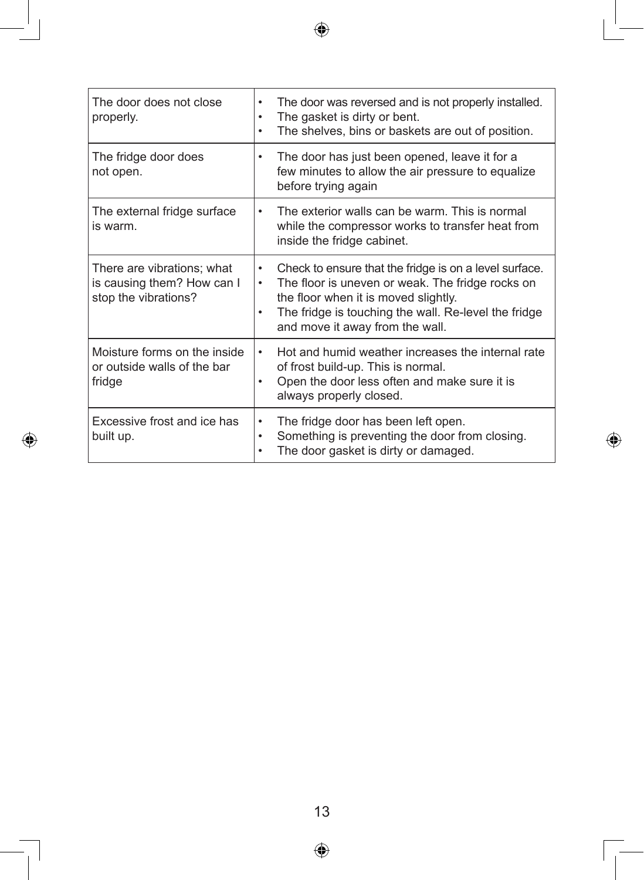| | |
|---|---|
| The door does not close properly. | • The door was reversed and is not properly installed.<br>• The gasket is dirty or bent.<br>• The shelves, bins or baskets are out of position. |
| The fridge door does not open. | • The door has just been opened, leave it for a few minutes to allow the air pressure to equalize before trying again |
| The external fridge surface is warm. | • The exterior walls can be warm. This is normal while the compressor works to transfer heat from inside the fridge cabinet. |
| There are vibrations; what is causing them? How can I stop the vibrations? | • Check to ensure that the fridge is on a level surface.<br>• The floor is uneven or weak. The fridge rocks on the floor when it is moved slightly.<br>• The fridge is touching the wall. Re-level the fridge and move it away from the wall. |
| Moisture forms on the inside or outside walls of the bar fridge | • Hot and humid weather increases the internal rate of frost build-up. This is normal.<br>• Open the door less often and make sure it is always properly closed. |
| Excessive frost and ice has built up. | • The fridge door has been left open.<br>• Something is preventing the door from closing.<br>• The door gasket is dirty or damaged. |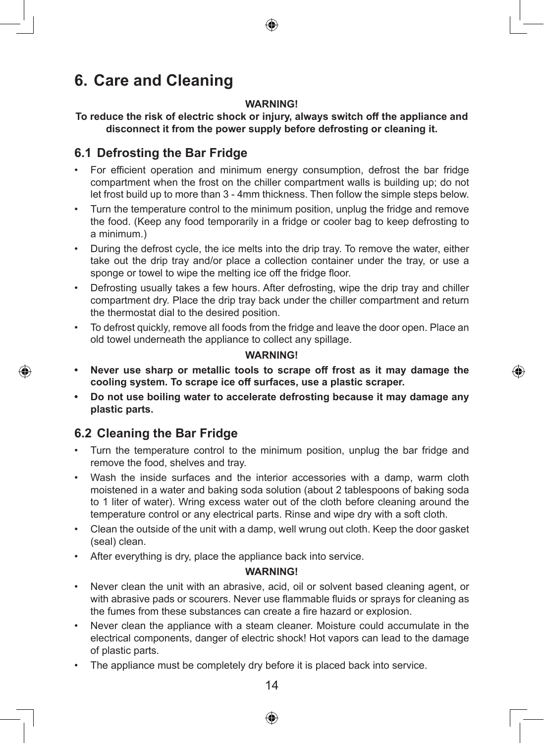# 6. Care and Cleaning

**WARNING!**

**To reduce the risk of electric shock or injury, always switch off the appliance and disconnect it from the power supply before defrosting or cleaning it.**

## 6.1 Defrosting the Bar Fridge

- For efficient operation and minimum energy consumption, defrost the bar fridge compartment when the frost on the chiller compartment walls is building up; do not let frost build up to more than 3 - 4mm thickness. Then follow the simple steps below.
- Turn the temperature control to the minimum position, unplug the fridge and remove the food. (Keep any food temporarily in a fridge or cooler bag to keep defrosting to a minimum.)
- During the defrost cycle, the ice melts into the drip tray. To remove the water, either take out the drip tray and/or place a collection container under the tray, or use a sponge or towel to wipe the melting ice off the fridge floor.
- Defrosting usually takes a few hours. After defrosting, wipe the drip tray and chiller compartment dry. Place the drip tray back under the chiller compartment and return the thermostat dial to the desired position.
- To defrost quickly, remove all foods from the fridge and leave the door open. Place an old towel underneath the appliance to collect any spillage.

**WARNING!**

- **Never use sharp or metallic tools to scrape off frost as it may damage the cooling system. To scrape ice off surfaces, use a plastic scraper.**
- **Do not use boiling water to accelerate defrosting because it may damage any plastic parts.**

## 6.2 Cleaning the Bar Fridge

- Turn the temperature control to the minimum position, unplug the bar fridge and remove the food, shelves and tray.
- Wash the inside surfaces and the interior accessories with a damp, warm cloth moistened in a water and baking soda solution (about 2 tablespoons of baking soda to 1 liter of water). Wring excess water out of the cloth before cleaning around the temperature control or any electrical parts. Rinse and wipe dry with a soft cloth.
- Clean the outside of the unit with a damp, well wrung out cloth. Keep the door gasket (seal) clean.
- After everything is dry, place the appliance back into service.

**WARNING!**

- Never clean the unit with an abrasive, acid, oil or solvent based cleaning agent, or with abrasive pads or scourers. Never use flammable fluids or sprays for cleaning as the fumes from these substances can create a fire hazard or explosion.
- Never clean the appliance with a steam cleaner. Moisture could accumulate in the electrical components, danger of electric shock! Hot vapors can lead to the damage of plastic parts.
- The appliance must be completely dry before it is placed back into service.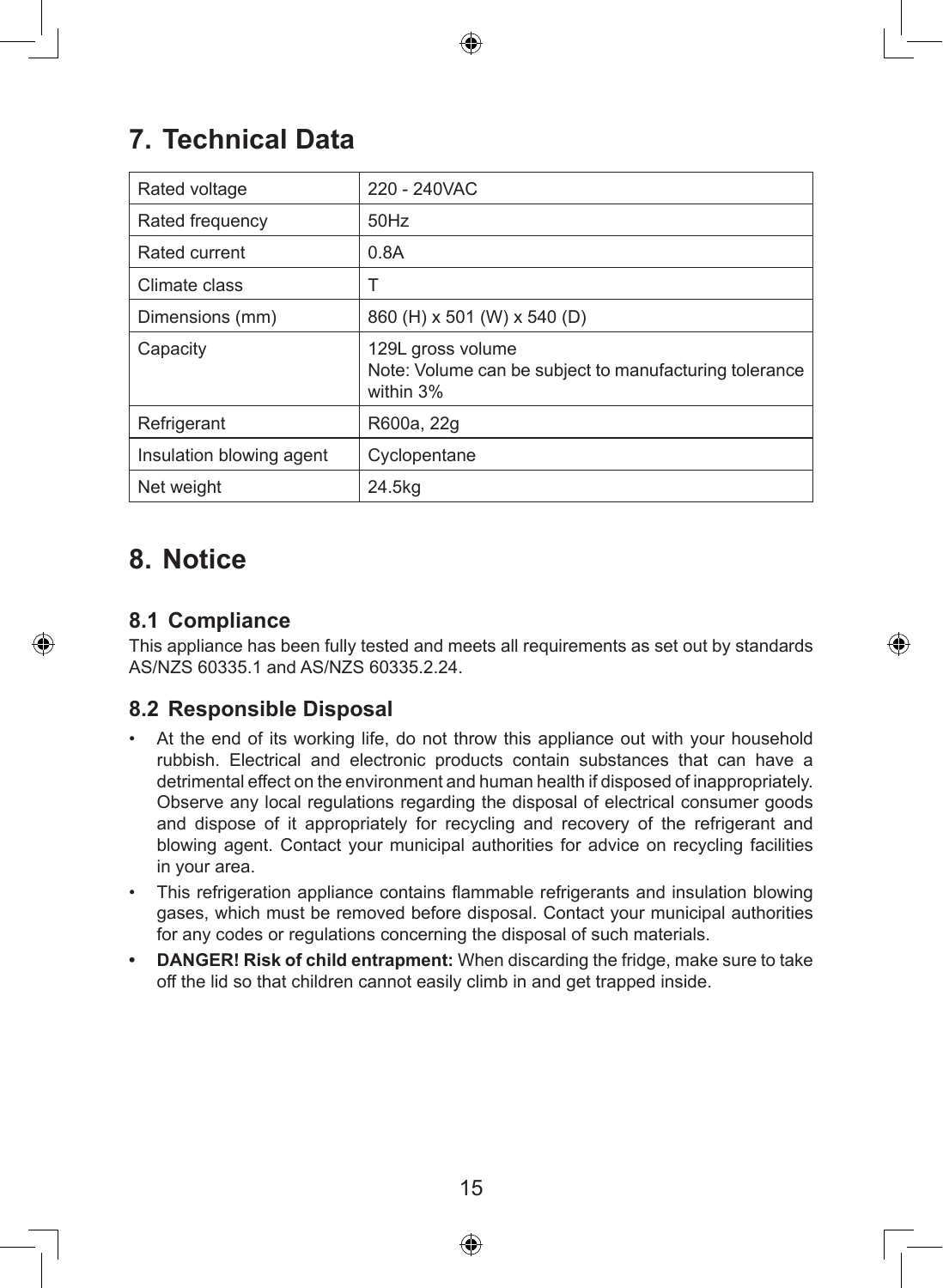# 7. Technical Data

| Rated voltage | 220 - 240VAC |
| --- | --- |
| Rated frequency | 50Hz |
| Rated current | 0.8A |
| Climate class | T |
| Dimensions (mm) | 860 (H) x 501 (W) x 540 (D) |
| Capacity | 129L gross volume<br>Note: Volume can be subject to manufacturing tolerance within 3% |
| Refrigerant | R600a, 22g |
| Insulation blowing agent | Cyclopentane |
| Net weight | 24.5kg |

# 8. Notice

## 8.1 Compliance

This appliance has been fully tested and meets all requirements as set out by standards AS/NZS 60335.1 and AS/NZS 60335.2.24.

## 8.2 Responsible Disposal

- At the end of its working life, do not throw this appliance out with your household rubbish. Electrical and electronic products contain substances that can have a detrimental effect on the environment and human health if disposed of inappropriately. Observe any local regulations regarding the disposal of electrical consumer goods and dispose of it appropriately for recycling and recovery of the refrigerant and blowing agent. Contact your municipal authorities for advice on recycling facilities in your area.
- This refrigeration appliance contains flammable refrigerants and insulation blowing gases, which must be removed before disposal. Contact your municipal authorities for any codes or regulations concerning the disposal of such materials.
- **DANGER! Risk of child entrapment:** When discarding the fridge, make sure to take off the lid so that children cannot easily climb in and get trapped inside.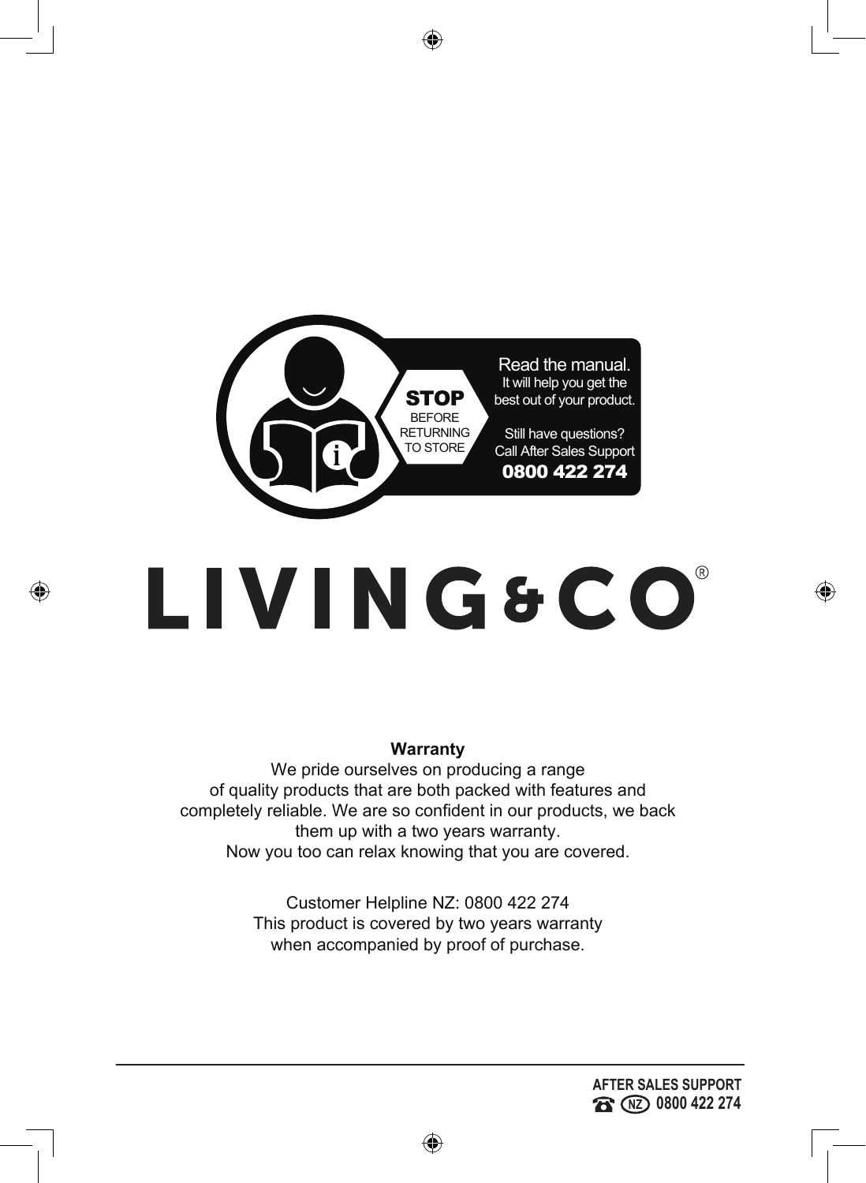STOP

BEFORE RETURNING TO STORE

Read the manual.
It will help you get the best out of your product.

Still have questions?
Call After Sales Support
**0800 422 274**

# LIVING&CO®

**Warranty**

We pride ourselves on producing a range of quality products that are both packed with features and completely reliable. We are so confident in our products, we back them up with a two years warranty.
Now you too can relax knowing that you are covered.

Customer Helpline NZ: 0800 422 274
This product is covered by two years warranty when accompanied by proof of purchase.

**AFTER SALES SUPPORT**
**NZ 0800 422 274**